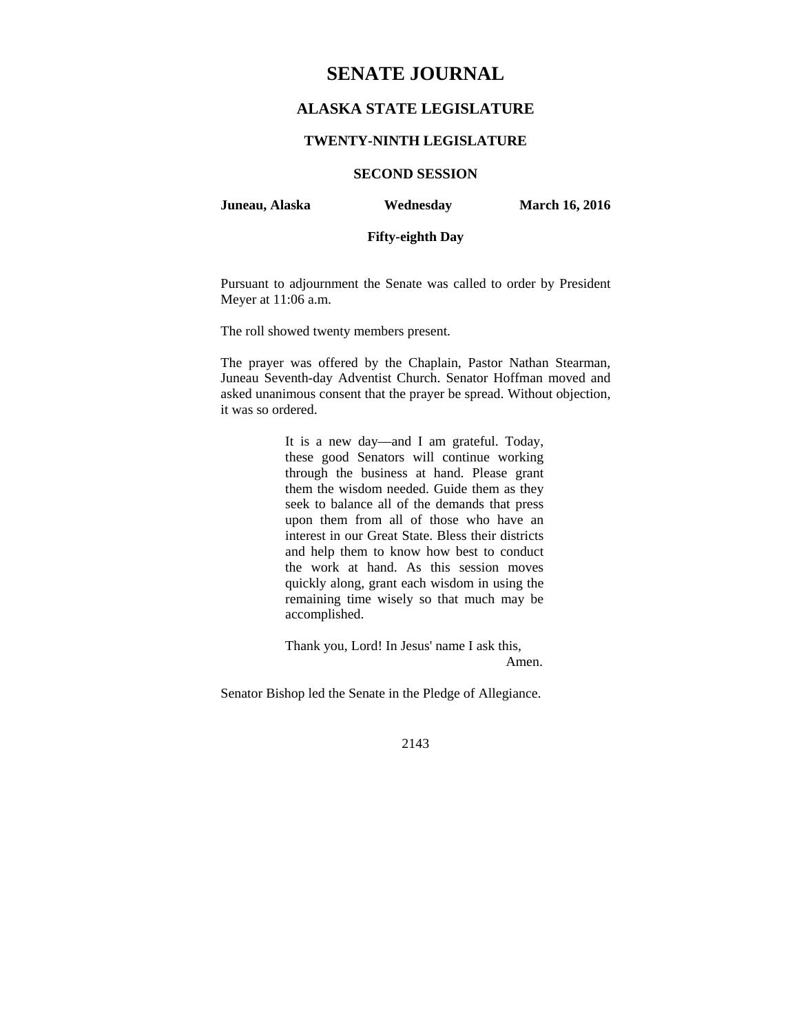# SENATE JOURNAL

## ALASKA STATE LEGISLATURE

### TWENTY-NINTH LEGISLATURE

### SECOND SESSION

**Juneau, Alaska** **Wednesday** **March 16, 2016**

**Fifty-eighth Day**

Pursuant to adjournment the Senate was called to order by President Meyer at 11:06 a.m.

The roll showed twenty members present.

The prayer was offered by the Chaplain, Pastor Nathan Stearman, Juneau Seventh-day Adventist Church. Senator Hoffman moved and asked unanimous consent that the prayer be spread. Without objection, it was so ordered.

> It is a new day—and I am grateful. Today, these good Senators will continue working through the business at hand. Please grant them the wisdom needed. Guide them as they seek to balance all of the demands that press upon them from all of those who have an interest in our Great State. Bless their districts and help them to know how best to conduct the work at hand. As this session moves quickly along, grant each wisdom in using the remaining time wisely so that much may be accomplished.
>
> Thank you, Lord! In Jesus' name I ask this,
>
> Amen.

Senator Bishop led the Senate in the Pledge of Allegiance.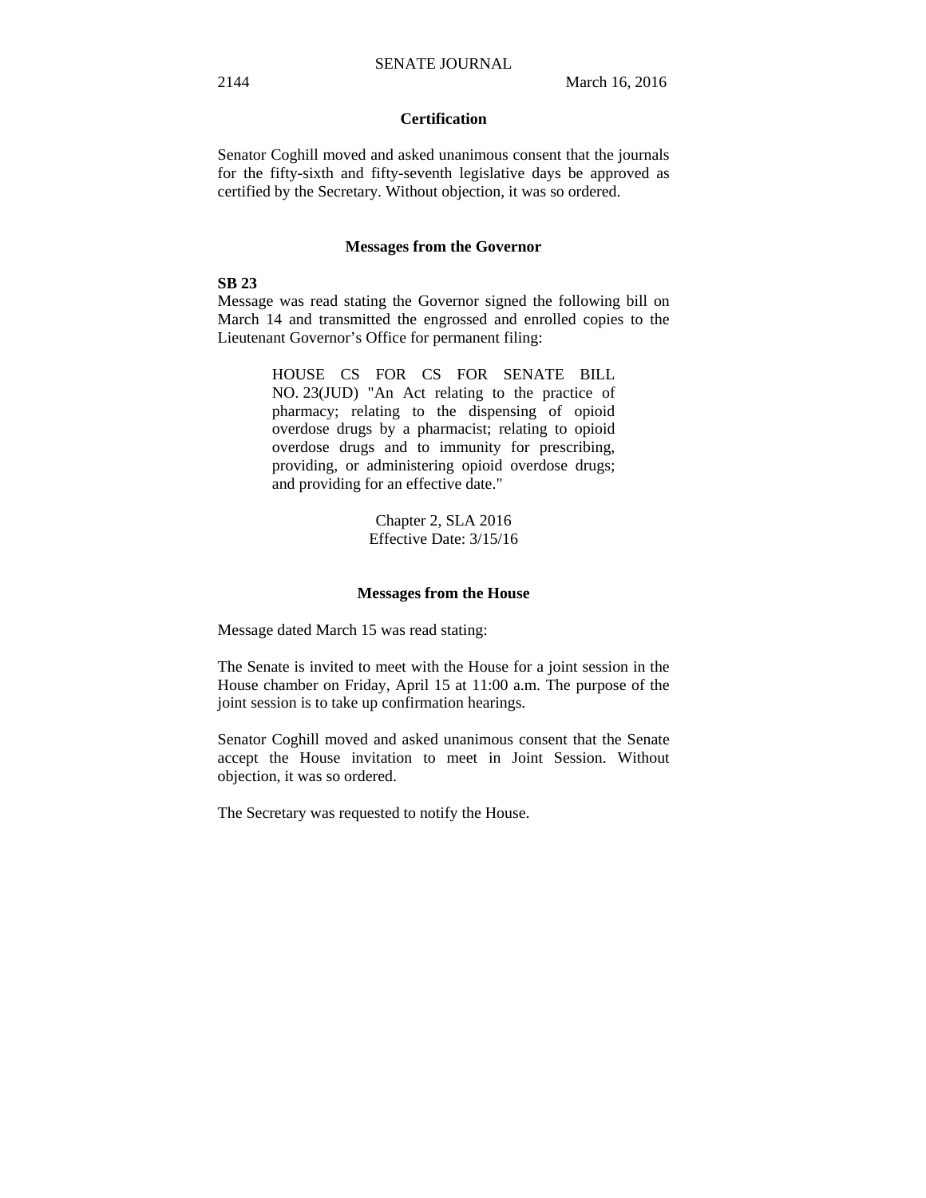## Certification

Senator Coghill moved and asked unanimous consent that the journals for the fifty-sixth and fifty-seventh legislative days be approved as certified by the Secretary. Without objection, it was so ordered.

## Messages from the Governor

**SB 23**

Message was read stating the Governor signed the following bill on March 14 and transmitted the engrossed and enrolled copies to the Lieutenant Governor's Office for permanent filing:

> HOUSE CS FOR CS FOR SENATE BILL NO. 23(JUD) "An Act relating to the practice of pharmacy; relating to the dispensing of opioid overdose drugs by a pharmacist; relating to opioid overdose drugs and to immunity for prescribing, providing, or administering opioid overdose drugs; and providing for an effective date."
>
> Chapter 2, SLA 2016
> Effective Date: 3/15/16

## Messages from the House

Message dated March 15 was read stating:

The Senate is invited to meet with the House for a joint session in the House chamber on Friday, April 15 at 11:00 a.m. The purpose of the joint session is to take up confirmation hearings.

Senator Coghill moved and asked unanimous consent that the Senate accept the House invitation to meet in Joint Session. Without objection, it was so ordered.

The Secretary was requested to notify the House.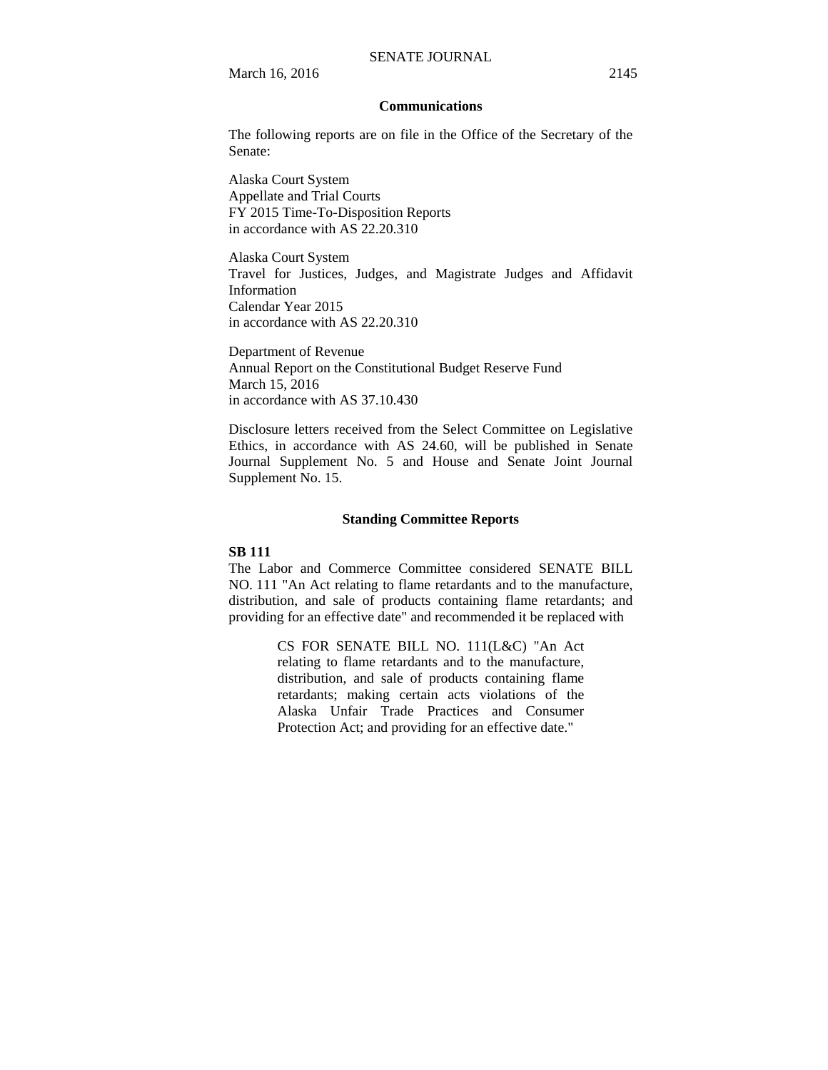## Communications

The following reports are on file in the Office of the Secretary of the Senate:

Alaska Court System
Appellate and Trial Courts
FY 2015 Time-To-Disposition Reports
in accordance with AS 22.20.310

Alaska Court System
Travel for Justices, Judges, and Magistrate Judges and Affidavit Information
Calendar Year 2015
in accordance with AS 22.20.310

Department of Revenue
Annual Report on the Constitutional Budget Reserve Fund
March 15, 2016
in accordance with AS 37.10.430

Disclosure letters received from the Select Committee on Legislative Ethics, in accordance with AS 24.60, will be published in Senate Journal Supplement No. 5 and House and Senate Joint Journal Supplement No. 15.

## Standing Committee Reports

**SB 111**

The Labor and Commerce Committee considered SENATE BILL NO. 111 "An Act relating to flame retardants and to the manufacture, distribution, and sale of products containing flame retardants; and providing for an effective date" and recommended it be replaced with

> CS FOR SENATE BILL NO. 111(L&C) "An Act relating to flame retardants and to the manufacture, distribution, and sale of products containing flame retardants; making certain acts violations of the Alaska Unfair Trade Practices and Consumer Protection Act; and providing for an effective date."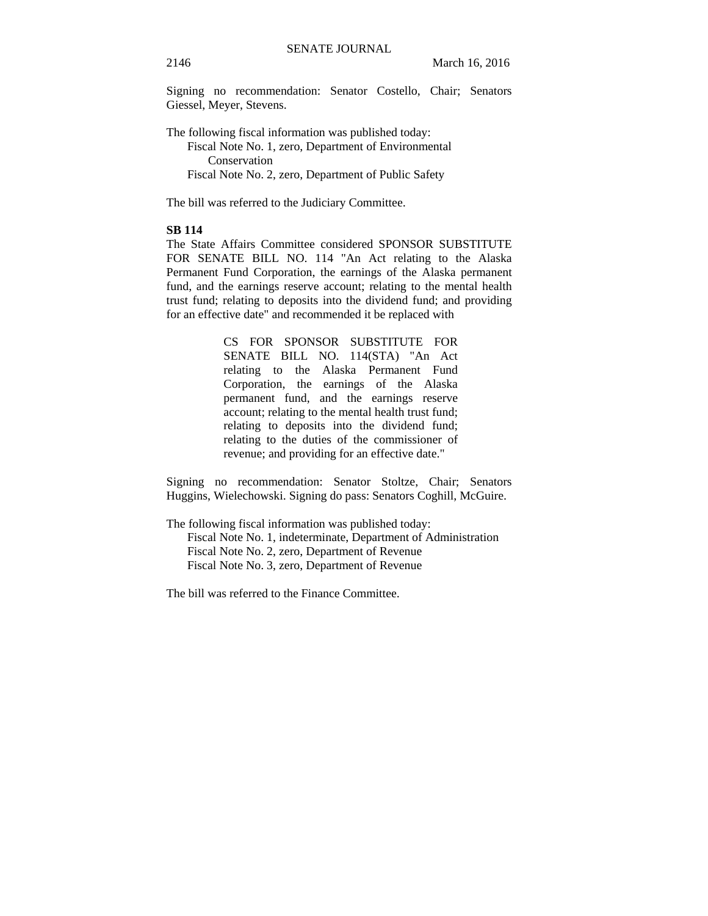Signing no recommendation: Senator Costello, Chair; Senators Giessel, Meyer, Stevens.

The following fiscal information was published today:

Fiscal Note No. 1, zero, Department of Environmental Conservation
Fiscal Note No. 2, zero, Department of Public Safety

The bill was referred to the Judiciary Committee.

**SB 114**

The State Affairs Committee considered SPONSOR SUBSTITUTE FOR SENATE BILL NO. 114 "An Act relating to the Alaska Permanent Fund Corporation, the earnings of the Alaska permanent fund, and the earnings reserve account; relating to the mental health trust fund; relating to deposits into the dividend fund; and providing for an effective date" and recommended it be replaced with

> CS FOR SPONSOR SUBSTITUTE FOR SENATE BILL NO. 114(STA) "An Act relating to the Alaska Permanent Fund Corporation, the earnings of the Alaska permanent fund, and the earnings reserve account; relating to the mental health trust fund; relating to deposits into the dividend fund; relating to the duties of the commissioner of revenue; and providing for an effective date."

Signing no recommendation: Senator Stoltze, Chair; Senators Huggins, Wielechowski. Signing do pass: Senators Coghill, McGuire.

The following fiscal information was published today:

Fiscal Note No. 1, indeterminate, Department of Administration
Fiscal Note No. 2, zero, Department of Revenue
Fiscal Note No. 3, zero, Department of Revenue

The bill was referred to the Finance Committee.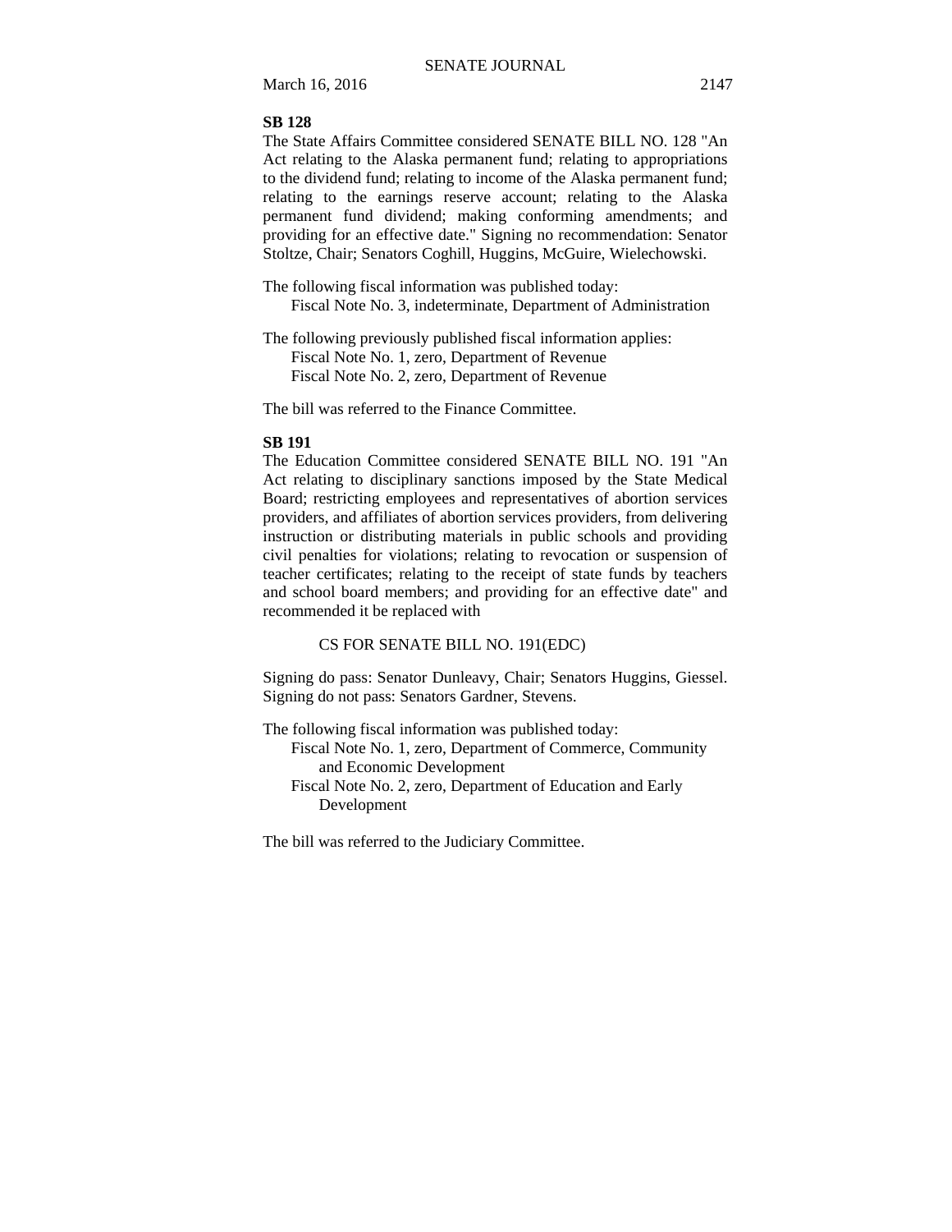**SB 128**

The State Affairs Committee considered SENATE BILL NO. 128 "An Act relating to the Alaska permanent fund; relating to appropriations to the dividend fund; relating to income of the Alaska permanent fund; relating to the earnings reserve account; relating to the Alaska permanent fund dividend; making conforming amendments; and providing for an effective date." Signing no recommendation: Senator Stoltze, Chair; Senators Coghill, Huggins, McGuire, Wielechowski.

The following fiscal information was published today:
  Fiscal Note No. 3, indeterminate, Department of Administration

The following previously published fiscal information applies:
  Fiscal Note No. 1, zero, Department of Revenue
  Fiscal Note No. 2, zero, Department of Revenue

The bill was referred to the Finance Committee.

**SB 191**

The Education Committee considered SENATE BILL NO. 191 "An Act relating to disciplinary sanctions imposed by the State Medical Board; restricting employees and representatives of abortion services providers, and affiliates of abortion services providers, from delivering instruction or distributing materials in public schools and providing civil penalties for violations; relating to revocation or suspension of teacher certificates; relating to the receipt of state funds by teachers and school board members; and providing for an effective date" and recommended it be replaced with

CS FOR SENATE BILL NO. 191(EDC)

Signing do pass: Senator Dunleavy, Chair; Senators Huggins, Giessel. Signing do not pass: Senators Gardner, Stevens.

The following fiscal information was published today:
  Fiscal Note No. 1, zero, Department of Commerce, Community and Economic Development
  Fiscal Note No. 2, zero, Department of Education and Early Development

The bill was referred to the Judiciary Committee.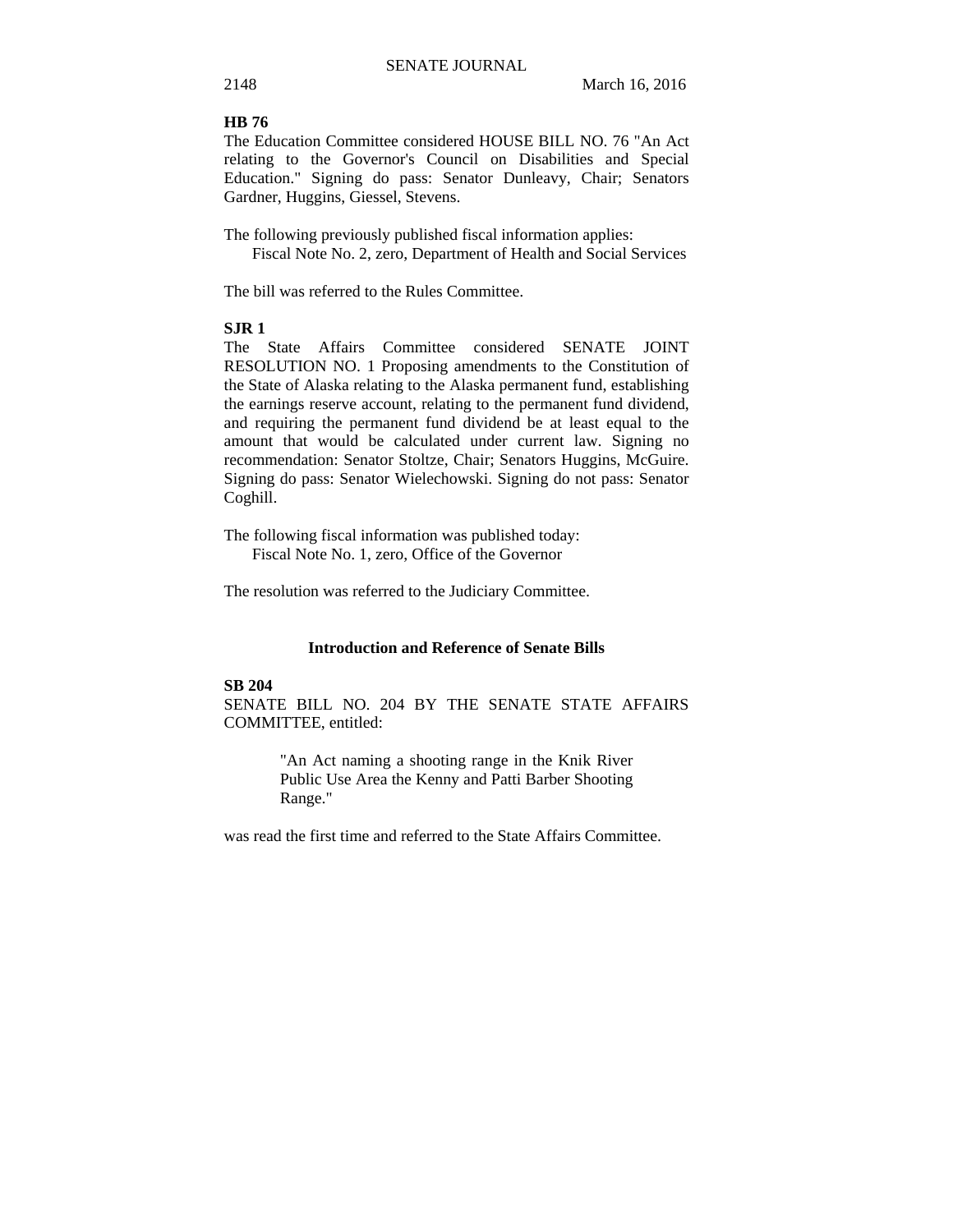**HB 76**

The Education Committee considered HOUSE BILL NO. 76 "An Act relating to the Governor's Council on Disabilities and Special Education." Signing do pass: Senator Dunleavy, Chair; Senators Gardner, Huggins, Giessel, Stevens.

The following previously published fiscal information applies:
Fiscal Note No. 2, zero, Department of Health and Social Services

The bill was referred to the Rules Committee.

**SJR 1**

The State Affairs Committee considered SENATE JOINT RESOLUTION NO. 1 Proposing amendments to the Constitution of the State of Alaska relating to the Alaska permanent fund, establishing the earnings reserve account, relating to the permanent fund dividend, and requiring the permanent fund dividend be at least equal to the amount that would be calculated under current law. Signing no recommendation: Senator Stoltze, Chair; Senators Huggins, McGuire. Signing do pass: Senator Wielechowski. Signing do not pass: Senator Coghill.

The following fiscal information was published today:
Fiscal Note No. 1, zero, Office of the Governor

The resolution was referred to the Judiciary Committee.

## Introduction and Reference of Senate Bills

**SB 204**

SENATE BILL NO. 204 BY THE SENATE STATE AFFAIRS COMMITTEE, entitled:

> "An Act naming a shooting range in the Knik River Public Use Area the Kenny and Patti Barber Shooting Range."

was read the first time and referred to the State Affairs Committee.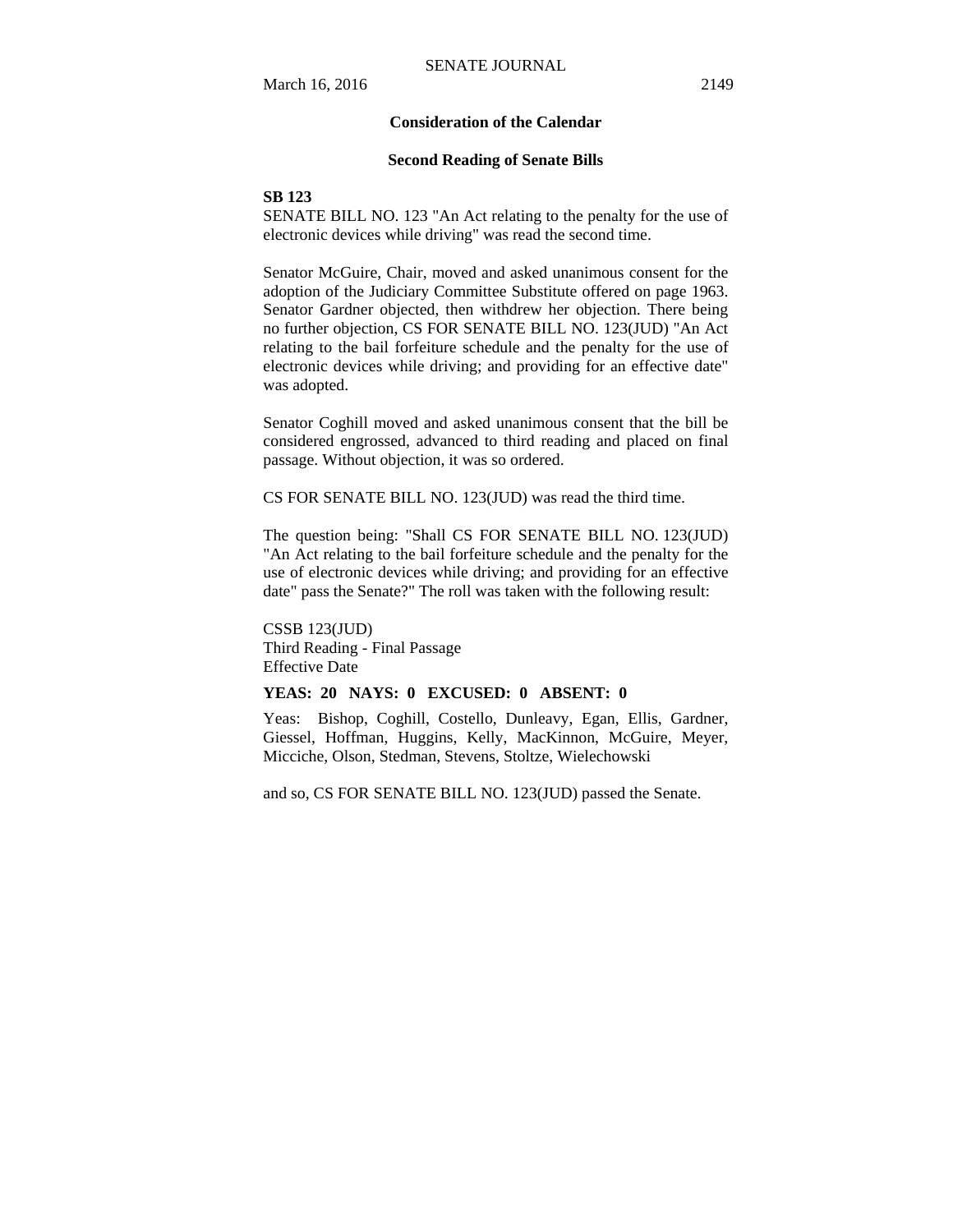## Consideration of the Calendar

### Second Reading of Senate Bills

**SB 123**

SENATE BILL NO. 123 "An Act relating to the penalty for the use of electronic devices while driving" was read the second time.

Senator McGuire, Chair, moved and asked unanimous consent for the adoption of the Judiciary Committee Substitute offered on page 1963. Senator Gardner objected, then withdrew her objection. There being no further objection, CS FOR SENATE BILL NO. 123(JUD) "An Act relating to the bail forfeiture schedule and the penalty for the use of electronic devices while driving; and providing for an effective date" was adopted.

Senator Coghill moved and asked unanimous consent that the bill be considered engrossed, advanced to third reading and placed on final passage. Without objection, it was so ordered.

CS FOR SENATE BILL NO. 123(JUD) was read the third time.

The question being: "Shall CS FOR SENATE BILL NO. 123(JUD) "An Act relating to the bail forfeiture schedule and the penalty for the use of electronic devices while driving; and providing for an effective date" pass the Senate?" The roll was taken with the following result:

CSSB 123(JUD)
Third Reading - Final Passage
Effective Date

**YEAS: 20 NAYS: 0 EXCUSED: 0 ABSENT: 0**

Yeas: Bishop, Coghill, Costello, Dunleavy, Egan, Ellis, Gardner, Giessel, Hoffman, Huggins, Kelly, MacKinnon, McGuire, Meyer, Micciche, Olson, Stedman, Stevens, Stoltze, Wielechowski

and so, CS FOR SENATE BILL NO. 123(JUD) passed the Senate.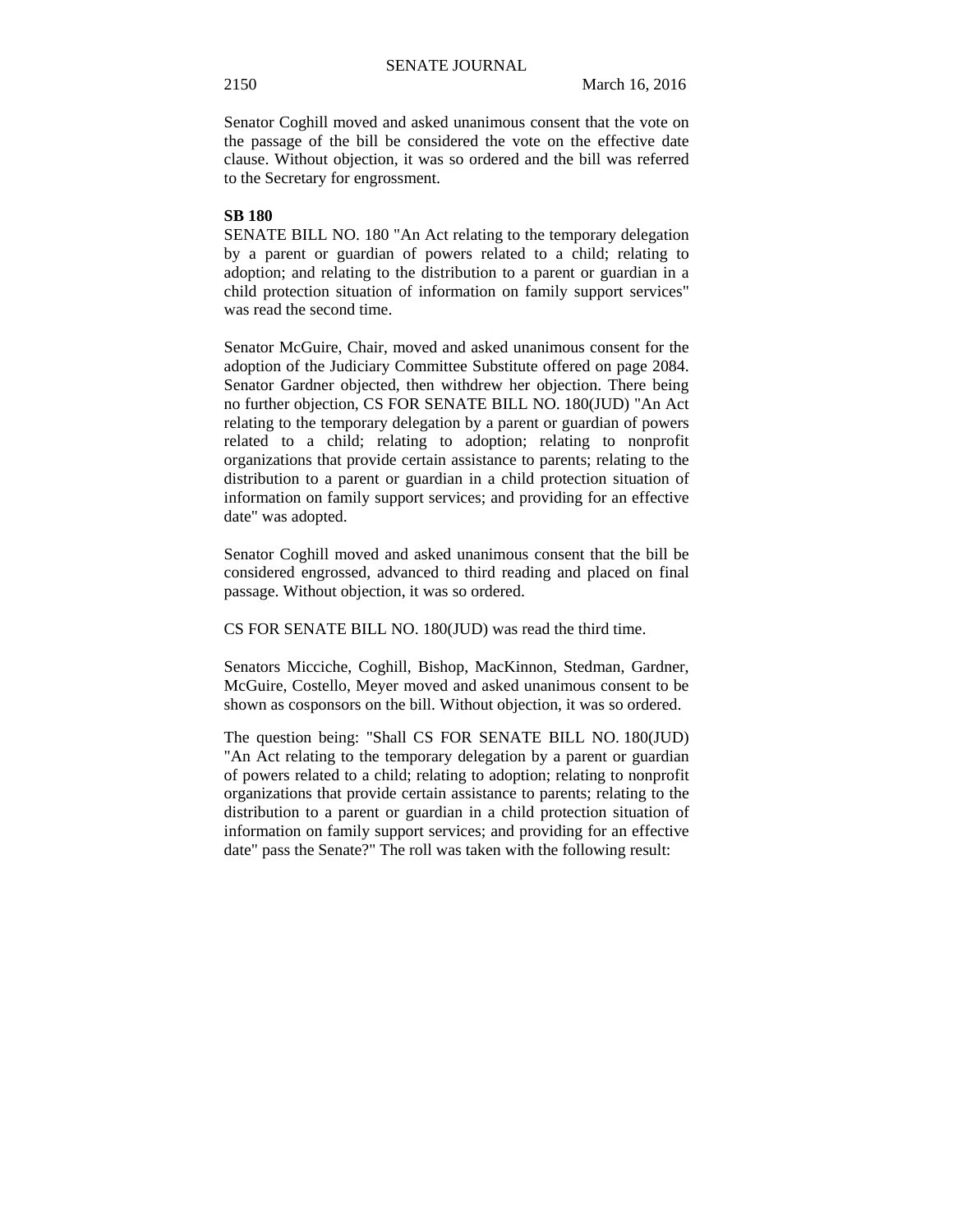Senator Coghill moved and asked unanimous consent that the vote on the passage of the bill be considered the vote on the effective date clause. Without objection, it was so ordered and the bill was referred to the Secretary for engrossment.

**SB 180**

SENATE BILL NO. 180 "An Act relating to the temporary delegation by a parent or guardian of powers related to a child; relating to adoption; and relating to the distribution to a parent or guardian in a child protection situation of information on family support services" was read the second time.

Senator McGuire, Chair, moved and asked unanimous consent for the adoption of the Judiciary Committee Substitute offered on page 2084. Senator Gardner objected, then withdrew her objection. There being no further objection, CS FOR SENATE BILL NO. 180(JUD) "An Act relating to the temporary delegation by a parent or guardian of powers related to a child; relating to adoption; relating to nonprofit organizations that provide certain assistance to parents; relating to the distribution to a parent or guardian in a child protection situation of information on family support services; and providing for an effective date" was adopted.

Senator Coghill moved and asked unanimous consent that the bill be considered engrossed, advanced to third reading and placed on final passage. Without objection, it was so ordered.

CS FOR SENATE BILL NO. 180(JUD) was read the third time.

Senators Micciche, Coghill, Bishop, MacKinnon, Stedman, Gardner, McGuire, Costello, Meyer moved and asked unanimous consent to be shown as cosponsors on the bill. Without objection, it was so ordered.

The question being: "Shall CS FOR SENATE BILL NO. 180(JUD) "An Act relating to the temporary delegation by a parent or guardian of powers related to a child; relating to adoption; relating to nonprofit organizations that provide certain assistance to parents; relating to the distribution to a parent or guardian in a child protection situation of information on family support services; and providing for an effective date" pass the Senate?" The roll was taken with the following result: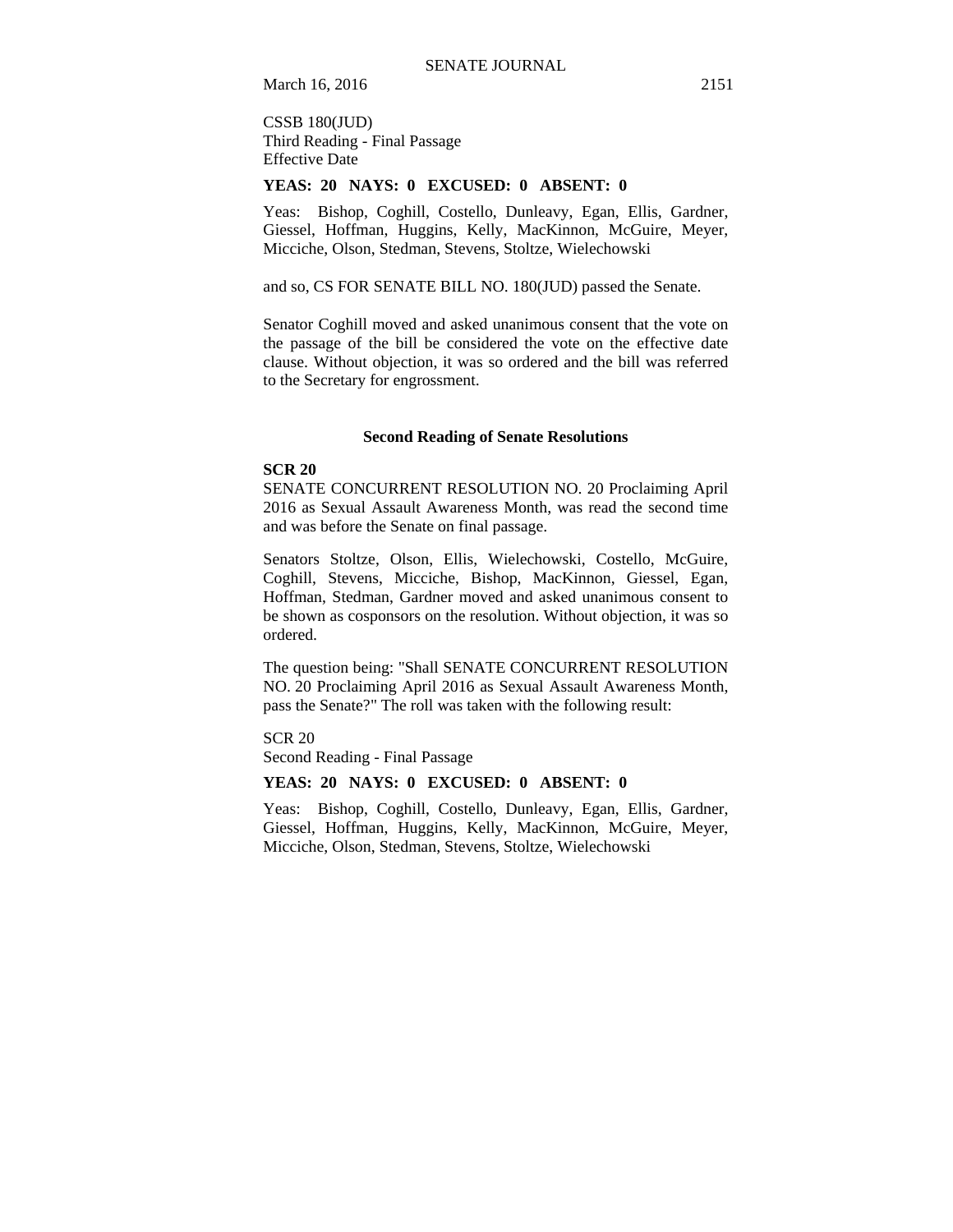CSSB 180(JUD)
Third Reading - Final Passage
Effective Date

**YEAS: 20 NAYS: 0 EXCUSED: 0 ABSENT: 0**

Yeas: Bishop, Coghill, Costello, Dunleavy, Egan, Ellis, Gardner, Giessel, Hoffman, Huggins, Kelly, MacKinnon, McGuire, Meyer, Micciche, Olson, Stedman, Stevens, Stoltze, Wielechowski

and so, CS FOR SENATE BILL NO. 180(JUD) passed the Senate.

Senator Coghill moved and asked unanimous consent that the vote on the passage of the bill be considered the vote on the effective date clause. Without objection, it was so ordered and the bill was referred to the Secretary for engrossment.

## Second Reading of Senate Resolutions

**SCR 20**

SENATE CONCURRENT RESOLUTION NO. 20 Proclaiming April 2016 as Sexual Assault Awareness Month, was read the second time and was before the Senate on final passage.

Senators Stoltze, Olson, Ellis, Wielechowski, Costello, McGuire, Coghill, Stevens, Micciche, Bishop, MacKinnon, Giessel, Egan, Hoffman, Stedman, Gardner moved and asked unanimous consent to be shown as cosponsors on the resolution. Without objection, it was so ordered.

The question being: "Shall SENATE CONCURRENT RESOLUTION NO. 20 Proclaiming April 2016 as Sexual Assault Awareness Month, pass the Senate?" The roll was taken with the following result:

SCR 20
Second Reading - Final Passage

**YEAS: 20 NAYS: 0 EXCUSED: 0 ABSENT: 0**

Yeas: Bishop, Coghill, Costello, Dunleavy, Egan, Ellis, Gardner, Giessel, Hoffman, Huggins, Kelly, MacKinnon, McGuire, Meyer, Micciche, Olson, Stedman, Stevens, Stoltze, Wielechowski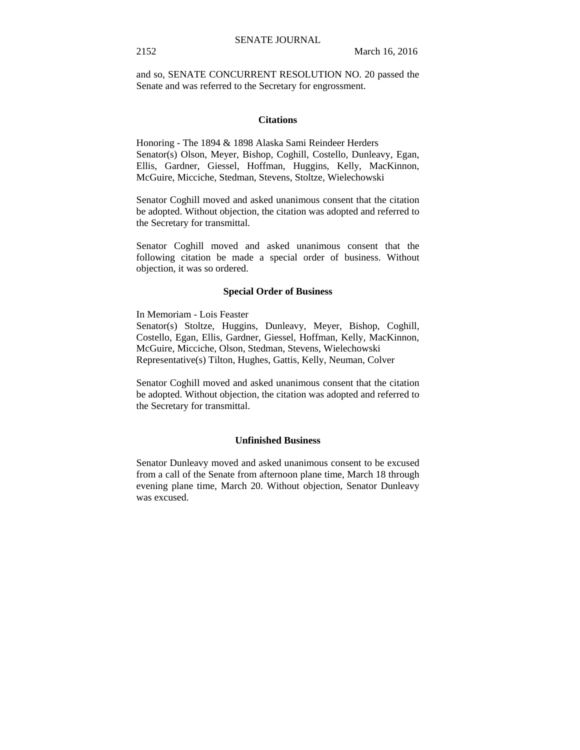and so, SENATE CONCURRENT RESOLUTION NO. 20 passed the Senate and was referred to the Secretary for engrossment.

## Citations

Honoring - The 1894 & 1898 Alaska Sami Reindeer Herders
Senator(s) Olson, Meyer, Bishop, Coghill, Costello, Dunleavy, Egan, Ellis, Gardner, Giessel, Hoffman, Huggins, Kelly, MacKinnon, McGuire, Micciche, Stedman, Stevens, Stoltze, Wielechowski

Senator Coghill moved and asked unanimous consent that the citation be adopted. Without objection, the citation was adopted and referred to the Secretary for transmittal.

Senator Coghill moved and asked unanimous consent that the following citation be made a special order of business. Without objection, it was so ordered.

## Special Order of Business

In Memoriam - Lois Feaster
Senator(s) Stoltze, Huggins, Dunleavy, Meyer, Bishop, Coghill, Costello, Egan, Ellis, Gardner, Giessel, Hoffman, Kelly, MacKinnon, McGuire, Micciche, Olson, Stedman, Stevens, Wielechowski
Representative(s) Tilton, Hughes, Gattis, Kelly, Neuman, Colver

Senator Coghill moved and asked unanimous consent that the citation be adopted. Without objection, the citation was adopted and referred to the Secretary for transmittal.

## Unfinished Business

Senator Dunleavy moved and asked unanimous consent to be excused from a call of the Senate from afternoon plane time, March 18 through evening plane time, March 20. Without objection, Senator Dunleavy was excused.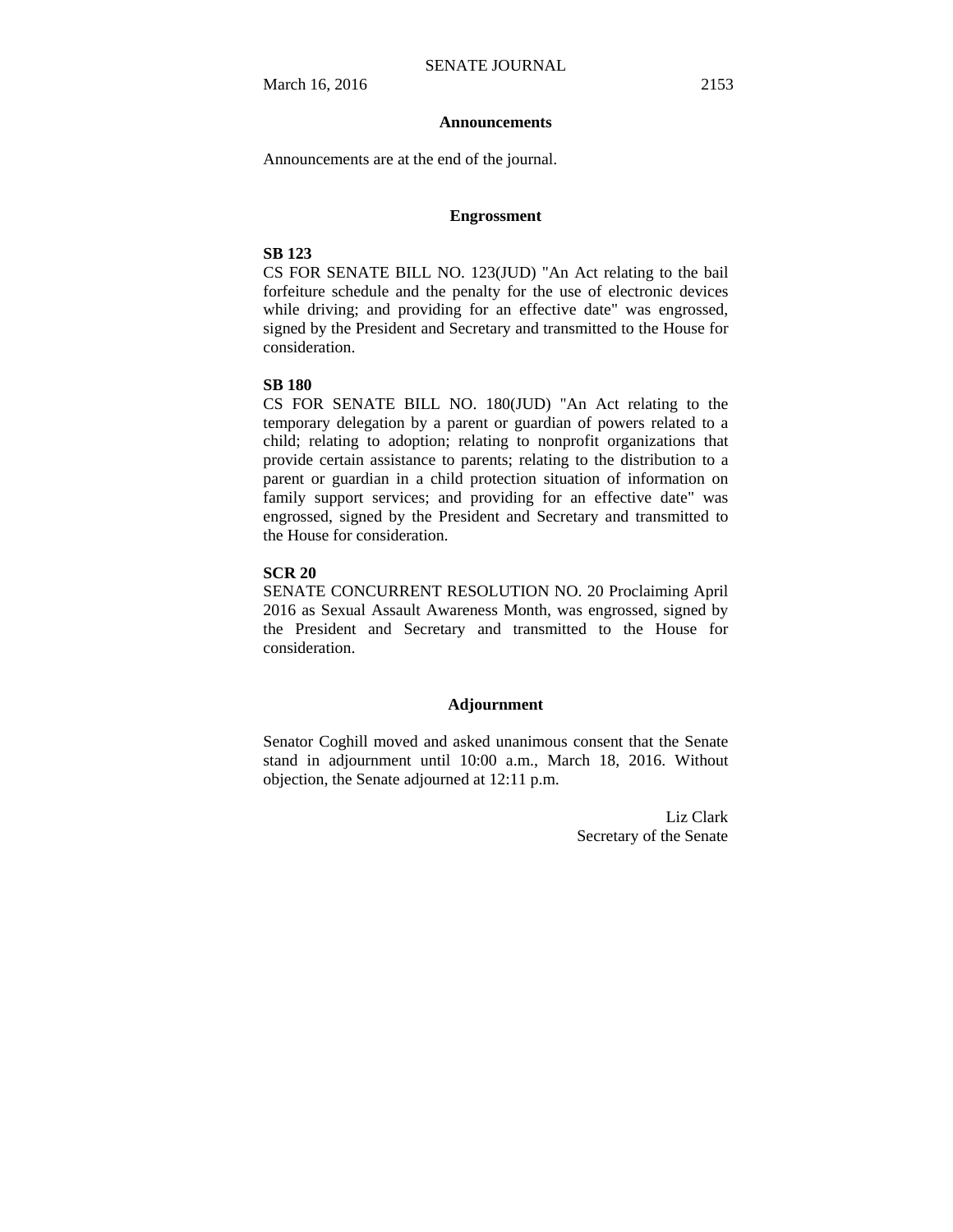## Announcements

Announcements are at the end of the journal.

## Engrossment

**SB 123**

CS FOR SENATE BILL NO. 123(JUD) "An Act relating to the bail forfeiture schedule and the penalty for the use of electronic devices while driving; and providing for an effective date" was engrossed, signed by the President and Secretary and transmitted to the House for consideration.

**SB 180**

CS FOR SENATE BILL NO. 180(JUD) "An Act relating to the temporary delegation by a parent or guardian of powers related to a child; relating to adoption; relating to nonprofit organizations that provide certain assistance to parents; relating to the distribution to a parent or guardian in a child protection situation of information on family support services; and providing for an effective date" was engrossed, signed by the President and Secretary and transmitted to the House for consideration.

**SCR 20**

SENATE CONCURRENT RESOLUTION NO. 20 Proclaiming April 2016 as Sexual Assault Awareness Month, was engrossed, signed by the President and Secretary and transmitted to the House for consideration.

## Adjournment

Senator Coghill moved and asked unanimous consent that the Senate stand in adjournment until 10:00 a.m., March 18, 2016. Without objection, the Senate adjourned at 12:11 p.m.

Liz Clark
Secretary of the Senate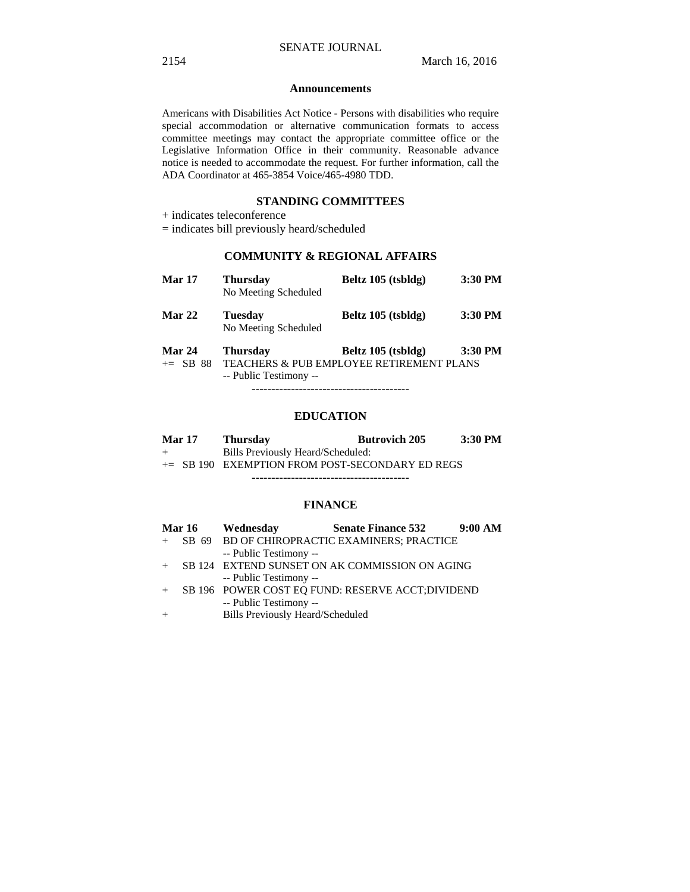## Announcements

Americans with Disabilities Act Notice - Persons with disabilities who require special accommodation or alternative communication formats to access committee meetings may contact the appropriate committee office or the Legislative Information Office in their community. Reasonable advance notice is needed to accommodate the request. For further information, call the ADA Coordinator at 465-3854 Voice/465-4980 TDD.

## STANDING COMMITTEES

+ indicates teleconference
= indicates bill previously heard/scheduled

### COMMUNITY & REGIONAL AFFAIRS

**Mar 17** **Thursday** **Beltz 105 (tsbldg)** **3:30 PM**
No Meeting Scheduled

**Mar 22** **Tuesday** **Beltz 105 (tsbldg)** **3:30 PM**
No Meeting Scheduled

**Mar 24** **Thursday** **Beltz 105 (tsbldg)** **3:30 PM**
+= SB 88 TEACHERS & PUB EMPLOYEE RETIREMENT PLANS
-- Public Testimony --

----------------------------------------

### EDUCATION

**Mar 17** **Thursday** **Butrovich 205** **3:30 PM**
+ Bills Previously Heard/Scheduled:
+= SB 190 EXEMPTION FROM POST-SECONDARY ED REGS

----------------------------------------

### FINANCE

**Mar 16** **Wednesday** **Senate Finance 532** **9:00 AM**
+ SB 69 BD OF CHIROPRACTIC EXAMINERS; PRACTICE
-- Public Testimony --
+ SB 124 EXTEND SUNSET ON AK COMMISSION ON AGING
-- Public Testimony --
+ SB 196 POWER COST EQ FUND: RESERVE ACCT;DIVIDEND
-- Public Testimony --
+ Bills Previously Heard/Scheduled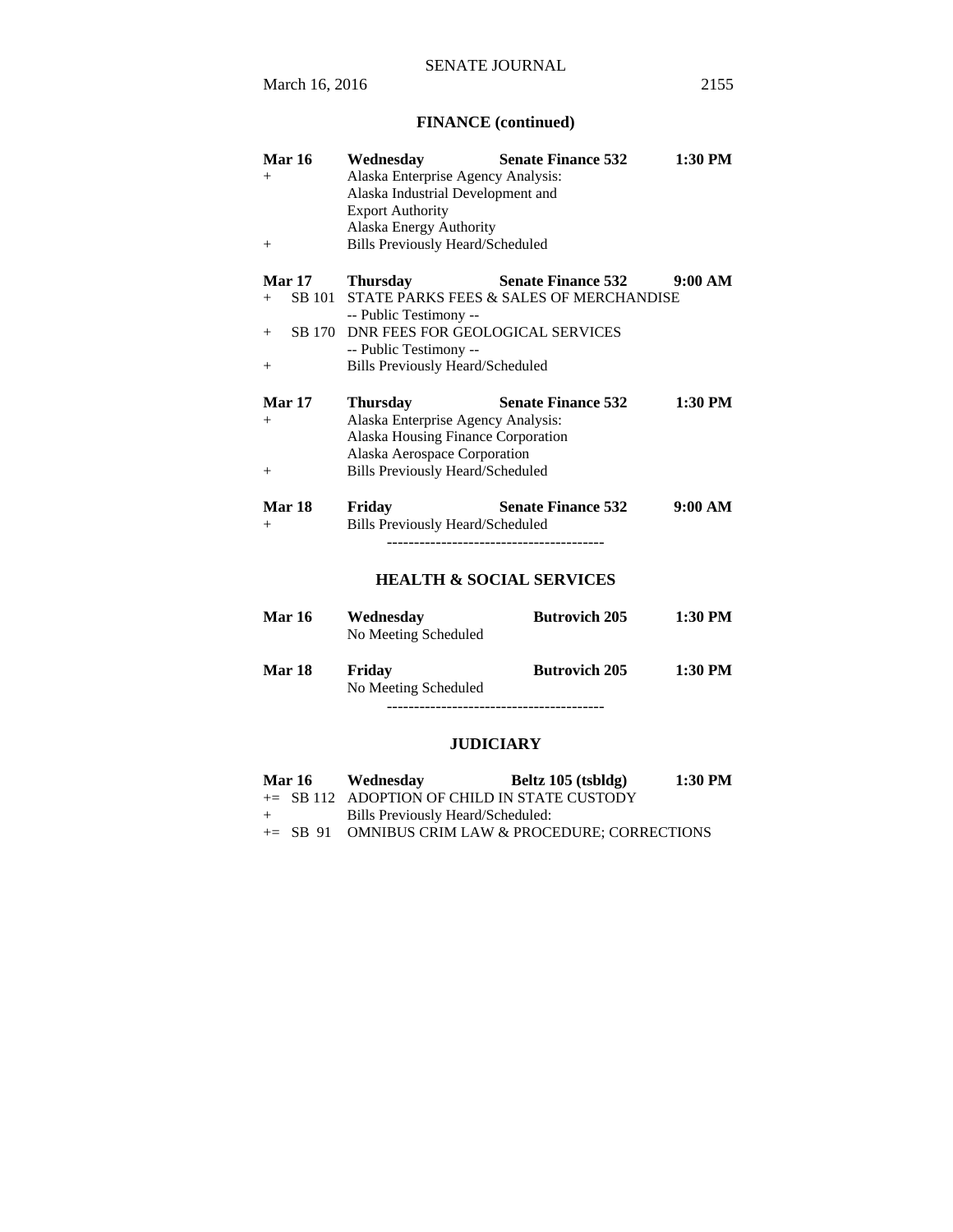## FINANCE (continued)

**Mar 16** **Wednesday** **Senate Finance 532** **1:30 PM**

+ Alaska Enterprise Agency Analysis:
  Alaska Industrial Development and
  Export Authority
  Alaska Energy Authority
+ Bills Previously Heard/Scheduled

**Mar 17** **Thursday** **Senate Finance 532** **9:00 AM**

+ SB 101 STATE PARKS FEES & SALES OF MERCHANDISE
  -- Public Testimony --
+ SB 170 DNR FEES FOR GEOLOGICAL SERVICES
  -- Public Testimony --
+ Bills Previously Heard/Scheduled

**Mar 17** **Thursday** **Senate Finance 532** **1:30 PM**

+ Alaska Enterprise Agency Analysis:
  Alaska Housing Finance Corporation
  Alaska Aerospace Corporation
+ Bills Previously Heard/Scheduled

**Mar 18** **Friday** **Senate Finance 532** **9:00 AM**

+ Bills Previously Heard/Scheduled

----------------------------------------

## HEALTH & SOCIAL SERVICES

**Mar 16** **Wednesday** **Butrovich 205** **1:30 PM**

No Meeting Scheduled

**Mar 18** **Friday** **Butrovich 205** **1:30 PM**

No Meeting Scheduled

----------------------------------------

## JUDICIARY

**Mar 16** **Wednesday** **Beltz 105 (tsbldg)** **1:30 PM**

+= SB 112 ADOPTION OF CHILD IN STATE CUSTODY
+ Bills Previously Heard/Scheduled:
+= SB 91 OMNIBUS CRIM LAW & PROCEDURE; CORRECTIONS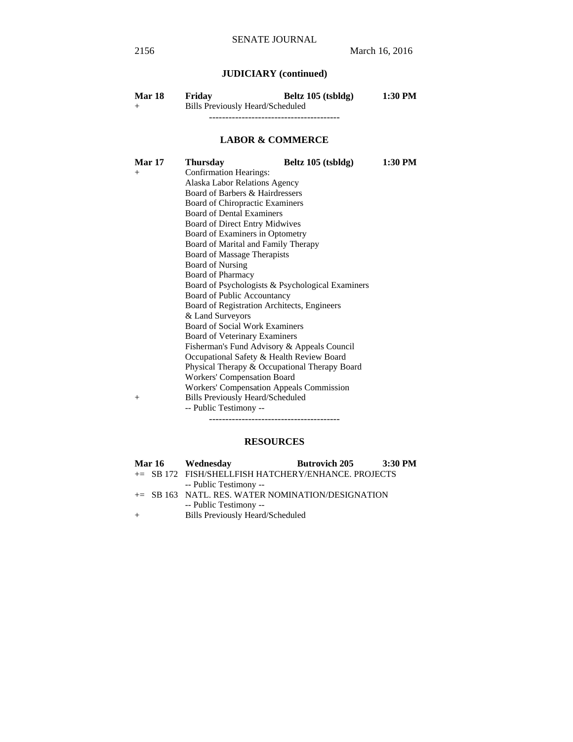## JUDICIARY (continued)

**Mar 18 Friday Beltz 105 (tsbldg) 1:30 PM**

\+ Bills Previously Heard/Scheduled

----------------------------------------

## LABOR & COMMERCE

**Mar 17 Thursday Beltz 105 (tsbldg) 1:30 PM**

\+ Confirmation Hearings:

Alaska Labor Relations Agency
Board of Barbers & Hairdressers
Board of Chiropractic Examiners
Board of Dental Examiners
Board of Direct Entry Midwives
Board of Examiners in Optometry
Board of Marital and Family Therapy
Board of Massage Therapists
Board of Nursing
Board of Pharmacy
Board of Psychologists & Psychological Examiners
Board of Public Accountancy
Board of Registration Architects, Engineers & Land Surveyors
Board of Social Work Examiners
Board of Veterinary Examiners
Fisherman's Fund Advisory & Appeals Council
Occupational Safety & Health Review Board
Physical Therapy & Occupational Therapy Board
Workers' Compensation Board
Workers' Compensation Appeals Commission

\+ Bills Previously Heard/Scheduled
-- Public Testimony --

----------------------------------------

## RESOURCES

**Mar 16 Wednesday Butrovich 205 3:30 PM**

+= SB 172 FISH/SHELLFISH HATCHERY/ENHANCE. PROJECTS
-- Public Testimony --

+= SB 163 NATL. RES. WATER NOMINATION/DESIGNATION
-- Public Testimony --

\+ Bills Previously Heard/Scheduled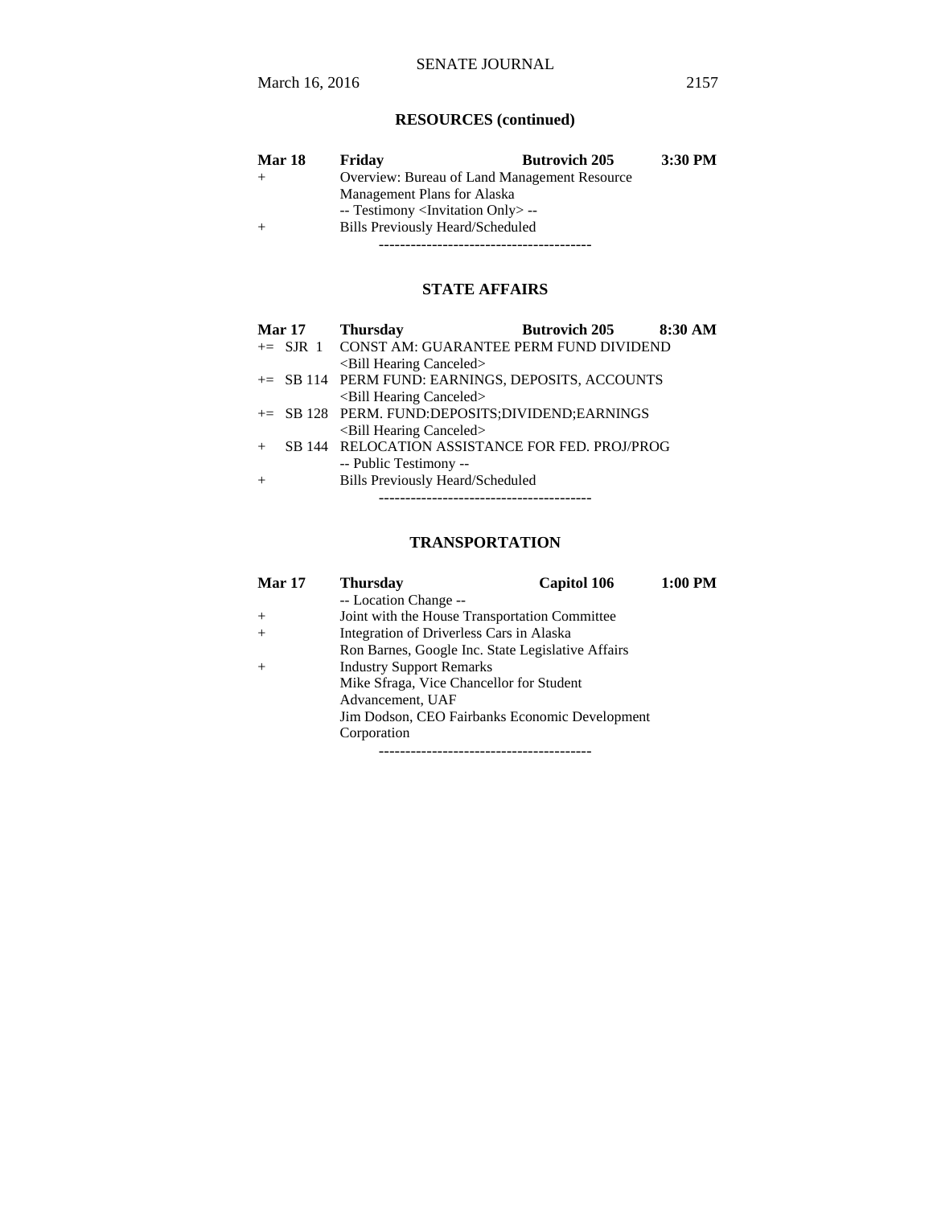## RESOURCES (continued)

| **Mar 18** | **Friday** | **Butrovich 205** | **3:30 PM** |
|---|---|---|---|
| + | Overview: Bureau of Land Management Resource Management Plans for Alaska | | |
| | -- Testimony <Invitation Only> -- | | |
| + | Bills Previously Heard/Scheduled | | |

----------------------------------------

## STATE AFFAIRS

| **Mar 17** | | **Thursday** | **Butrovich 205** | **8:30 AM** |
|---|---|---|---|---|
| += | SJR 1 | CONST AM: GUARANTEE PERM FUND DIVIDEND | | |
| | | <Bill Hearing Canceled> | | |
| += | SB 114 | PERM FUND: EARNINGS, DEPOSITS, ACCOUNTS | | |
| | | <Bill Hearing Canceled> | | |
| += | SB 128 | PERM. FUND:DEPOSITS;DIVIDEND;EARNINGS | | |
| | | <Bill Hearing Canceled> | | |
| + | SB 144 | RELOCATION ASSISTANCE FOR FED. PROJ/PROG | | |
| | | -- Public Testimony -- | | |
| + | | Bills Previously Heard/Scheduled | | |

----------------------------------------

## TRANSPORTATION

| **Mar 17** | **Thursday** | **Capitol 106** | **1:00 PM** |
|---|---|---|---|
| | -- Location Change -- | | |
| + | Joint with the House Transportation Committee | | |
| + | Integration of Driverless Cars in Alaska | | |
| | Ron Barnes, Google Inc. State Legislative Affairs | | |
| + | Industry Support Remarks | | |
| | Mike Sfraga, Vice Chancellor for Student Advancement, UAF | | |
| | Jim Dodson, CEO Fairbanks Economic Development Corporation | | |

----------------------------------------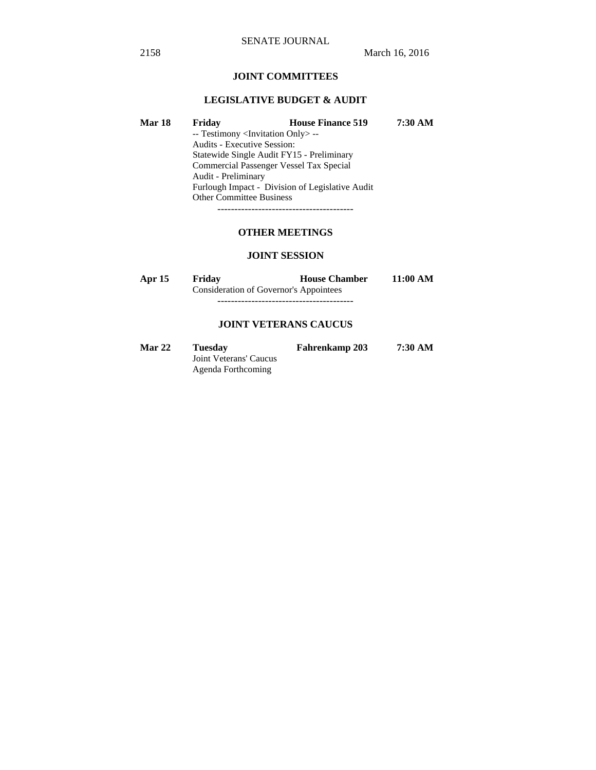## JOINT COMMITTEES

### LEGISLATIVE BUDGET & AUDIT

| | | | |
|---|---|---|---|
| **Mar 18** | **Friday** | **House Finance 519** | **7:30 AM** |

-- Testimony <Invitation Only> --
Audits - Executive Session:
Statewide Single Audit FY15 - Preliminary
Commercial Passenger Vessel Tax Special
Audit - Preliminary
Furlough Impact - Division of Legislative Audit
Other Committee Business

----------------------------------------

## OTHER MEETINGS

### JOINT SESSION

| | | | |
|---|---|---|---|
| **Apr 15** | **Friday** | **House Chamber** | **11:00 AM** |

Consideration of Governor's Appointees

----------------------------------------

### JOINT VETERANS CAUCUS

| | | | |
|---|---|---|---|
| **Mar 22** | **Tuesday** | **Fahrenkamp 203** | **7:30 AM** |

Joint Veterans' Caucus
Agenda Forthcoming